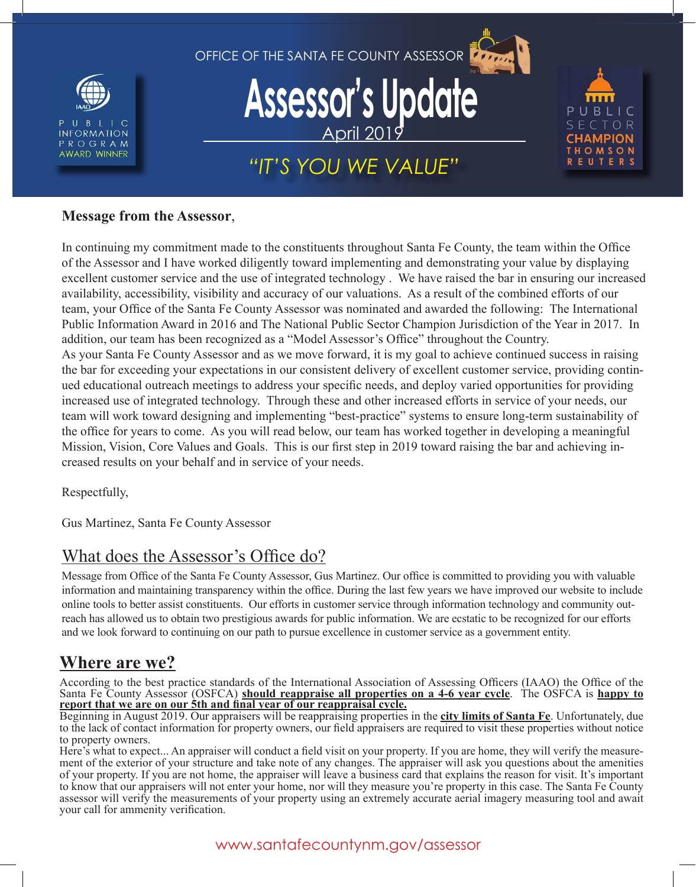OFFICE OF THE SANTA FE COUNTY ASSESSOR

# Assessor's Update

April 2019

*"IT'S YOU WE VALUE"*

IAAO PUBLIC INFORMATION PROGRAM AWARD WINNER

PUBLIC SECTOR CHAMPION THOMSON REUTERS

**Message from the Assessor**,

In continuing my commitment made to the constituents throughout Santa Fe County, the team within the Office of the Assessor and I have worked diligently toward implementing and demonstrating your value by displaying excellent customer service and the use of integrated technology . We have raised the bar in ensuring our increased availability, accessibility, visibility and accuracy of our valuations. As a result of the combined efforts of our team, your Office of the Santa Fe County Assessor was nominated and awarded the following: The International Public Information Award in 2016 and The National Public Sector Champion Jurisdiction of the Year in 2017. In addition, our team has been recognized as a "Model Assessor's Office" throughout the Country.
As your Santa Fe County Assessor and as we move forward, it is my goal to achieve continued success in raising the bar for exceeding your expectations in our consistent delivery of excellent customer service, providing continued educational outreach meetings to address your specific needs, and deploy varied opportunities for providing increased use of integrated technology. Through these and other increased efforts in service of your needs, our team will work toward designing and implementing "best-practice" systems to ensure long-term sustainability of the office for years to come. As you will read below, our team has worked together in developing a meaningful Mission, Vision, Core Values and Goals. This is our first step in 2019 toward raising the bar and achieving increased results on your behalf and in service of your needs.

Respectfully,

Gus Martinez, Santa Fe County Assessor

## What does the Assessor's Office do?

Message from Office of the Santa Fe County Assessor, Gus Martinez. Our office is committed to providing you with valuable information and maintaining transparency within the office. During the last few years we have improved our website to include online tools to better assist constituents. Our efforts in customer service through information technology and community outreach has allowed us to obtain two prestigious awards for public information. We are ecstatic to be recognized for our efforts and we look forward to continuing on our path to pursue excellence in customer service as a government entity.

## Where are we?

According to the best practice standards of the International Association of Assessing Officers (IAAO) the Office of the Santa Fe County Assessor (OSFCA) **should reappraise all properties on a 4-6 year cycle**. The OSFCA is **happy to report that we are on our 5th and final year of our reappraisal cycle.**
Beginning in August 2019. Our appraisers will be reappraising properties in the **city limits of Santa Fe**. Unfortunately, due to the lack of contact information for property owners, our field appraisers are required to visit these properties without notice to property owners.
Here's what to expect... An appraiser will conduct a field visit on your property. If you are home, they will verify the measurement of the exterior of your structure and take note of any changes. The appraiser will ask you questions about the amenities of your property. If you are not home, the appraiser will leave a business card that explains the reason for visit. It's important to know that our appraisers will not enter your home, nor will they measure you're property in this case. The Santa Fe County assessor will verify the measurements of your property using an extremely accurate aerial imagery measuring tool and await your call for ammenity verification.

www.santafecountynm.gov/assessor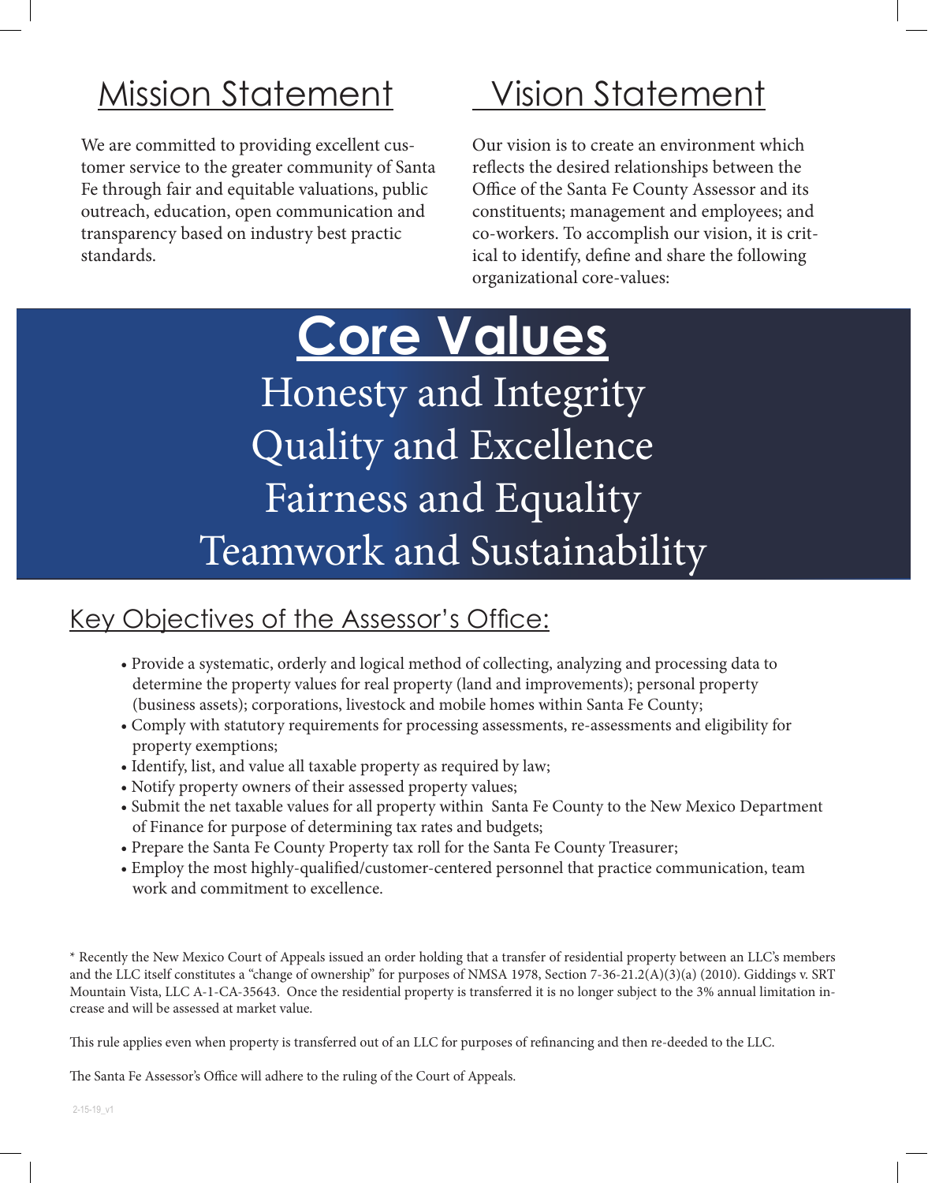## Mission Statement

We are committed to providing excellent customer service to the greater community of Santa Fe through fair and equitable valuations, public outreach, education, open communication and transparency based on industry best practic standards.

## Vision Statement

Our vision is to create an environment which reflects the desired relationships between the Office of the Santa Fe County Assessor and its constituents; management and employees; and co-workers. To accomplish our vision, it is critical to identify, define and share the following organizational core-values:

# Core Values

Honesty and Integrity

Quality and Excellence

Fairness and Equality

Teamwork and Sustainability

## Key Objectives of the Assessor's Office:

- Provide a systematic, orderly and logical method of collecting, analyzing and processing data to determine the property values for real property (land and improvements); personal property (business assets); corporations, livestock and mobile homes within Santa Fe County;
- Comply with statutory requirements for processing assessments, re-assessments and eligibility for property exemptions;
- Identify, list, and value all taxable property as required by law;
- Notify property owners of their assessed property values;
- Submit the net taxable values for all property within Santa Fe County to the New Mexico Department of Finance for purpose of determining tax rates and budgets;
- Prepare the Santa Fe County Property tax roll for the Santa Fe County Treasurer;
- Employ the most highly-qualified/customer-centered personnel that practice communication, team work and commitment to excellence.

* Recently the New Mexico Court of Appeals issued an order holding that a transfer of residential property between an LLC's members and the LLC itself constitutes a "change of ownership" for purposes of NMSA 1978, Section 7-36-21.2(A)(3)(a) (2010). Giddings v. SRT Mountain Vista, LLC A-1-CA-35643. Once the residential property is transferred it is no longer subject to the 3% annual limitation increase and will be assessed at market value.

This rule applies even when property is transferred out of an LLC for purposes of refinancing and then re-deeded to the LLC.

The Santa Fe Assessor's Office will adhere to the ruling of the Court of Appeals.

2-15-19_v1